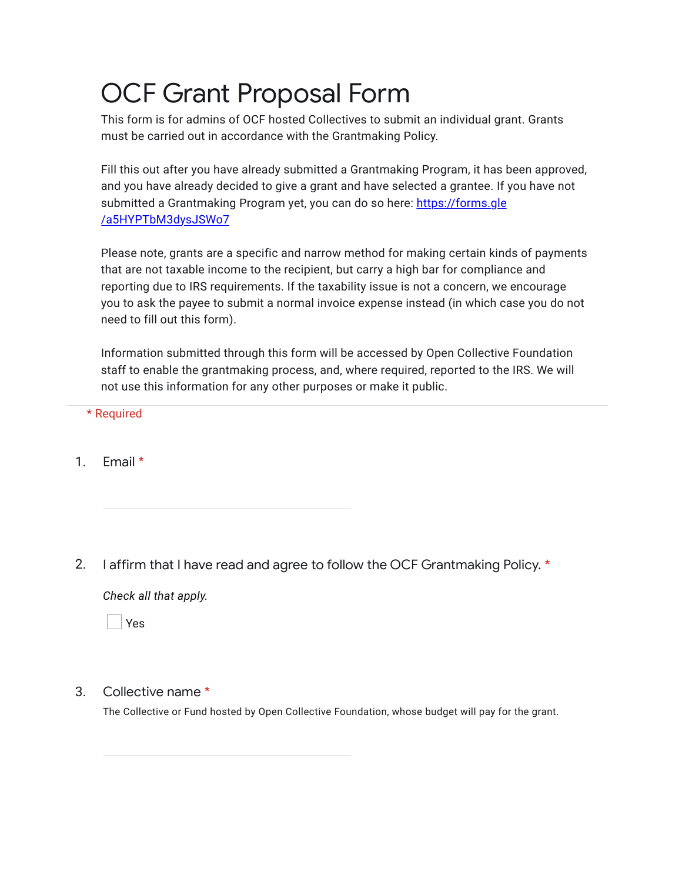# OCF Grant Proposal Form

This form is for admins of OCF hosted Collectives to submit an individual grant. Grants must be carried out in accordance with the Grantmaking Policy.

Fill this out after you have already submitted a Grantmaking Program, it has been approved, and you have already decided to give a grant and have selected a grantee. If you have not submitted a Grantmaking Program yet, you can do so here: [https://forms.gle/a5HYPTbM3dysJSWo7](https://forms.gle/a5HYPTbM3dysJSWo7)

Please note, grants are a specific and narrow method for making certain kinds of payments that are not taxable income to the recipient, but carry a high bar for compliance and reporting due to IRS requirements. If the taxability issue is not a concern, we encourage you to ask the payee to submit a normal invoice expense instead (in which case you do not need to fill out this form).

Information submitted through this form will be accessed by Open Collective Foundation staff to enable the grantmaking process, and, where required, reported to the IRS. We will not use this information for any other purposes or make it public.

\* Required

1. Email *

   ______________________

2. I affirm that I have read and agree to follow the OCF Grantmaking Policy. *

   *Check all that apply.*

   - [ ] Yes

3. Collective name *

   The Collective or Fund hosted by Open Collective Foundation, whose budget will pay for the grant.

   ______________________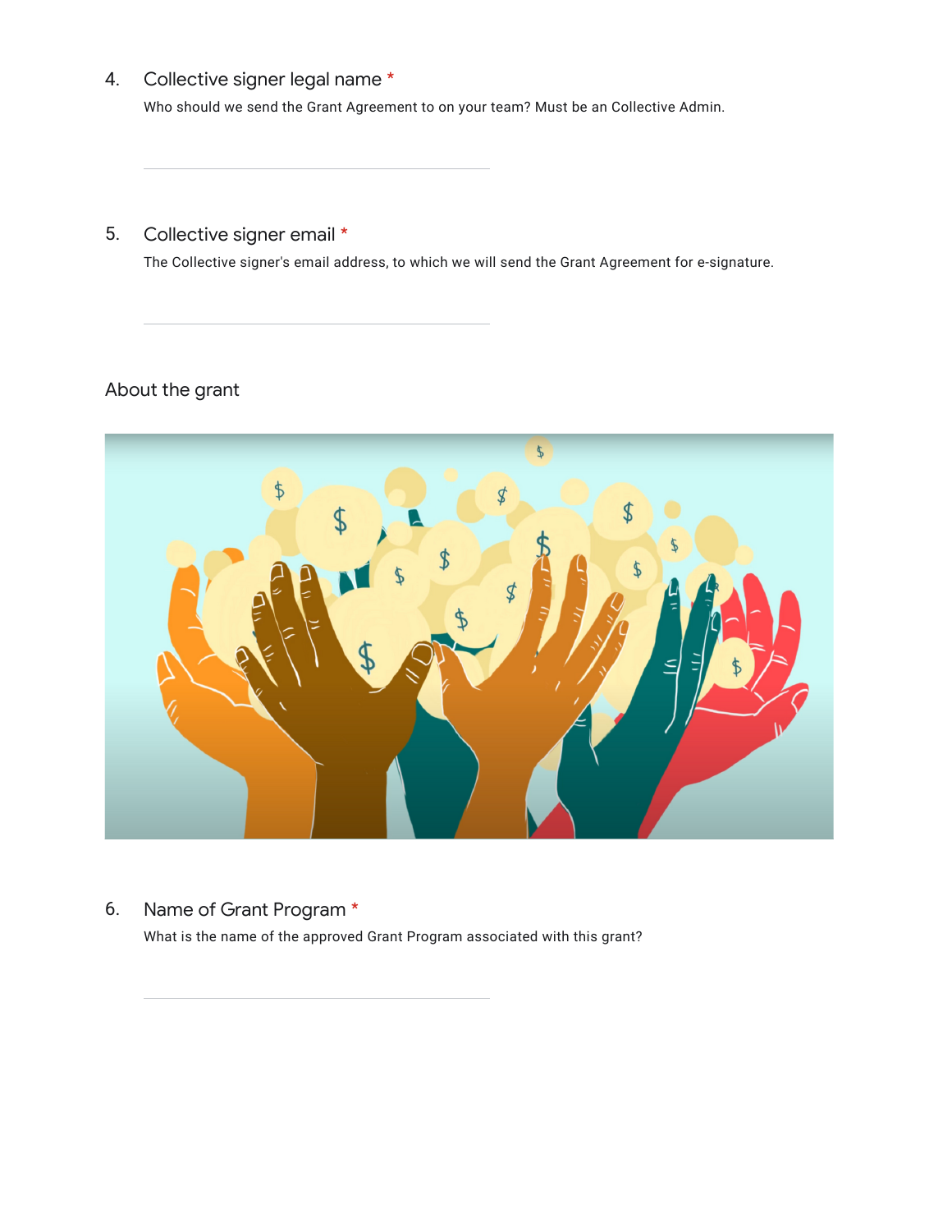4. Collective signer legal name *

   Who should we send the Grant Agreement to on your team? Must be an Collective Admin.

   ______________________________

5. Collective signer email *

   The Collective signer's email address, to which we will send the Grant Agreement for e-signature.

   ______________________________

## About the grant

6. Name of Grant Program *

   What is the name of the approved Grant Program associated with this grant?

   ______________________________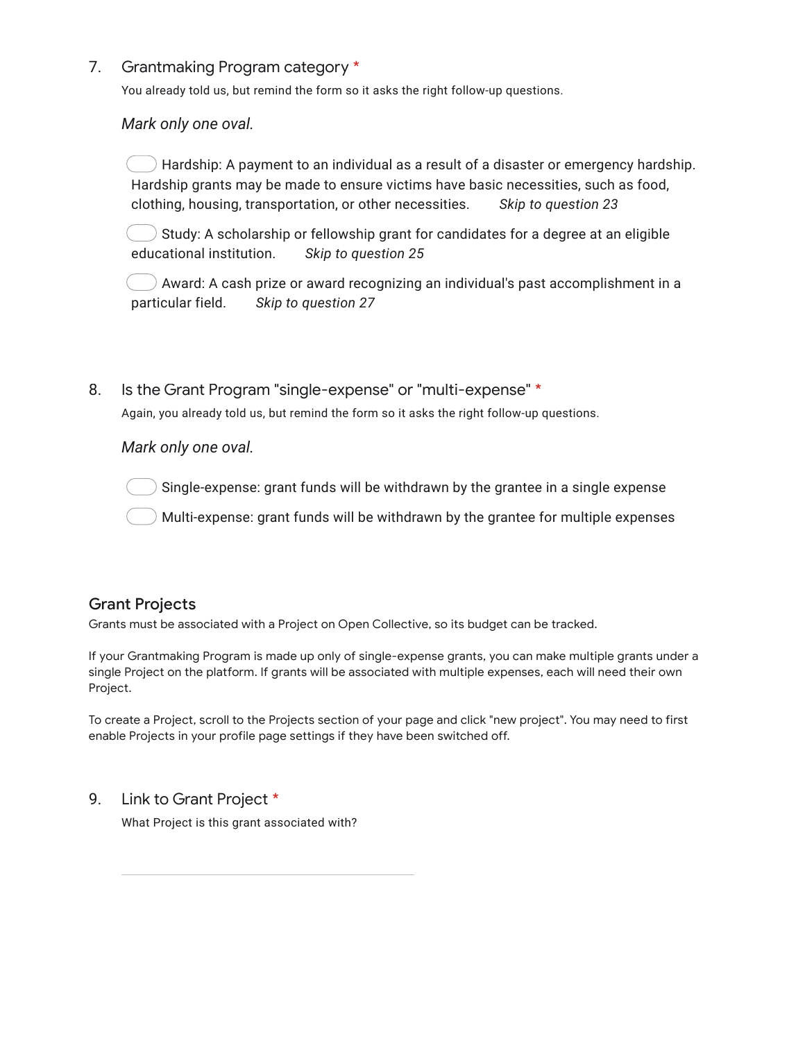7. Grantmaking Program category *

You already told us, but remind the form so it asks the right follow-up questions.

*Mark only one oval.*

- Hardship: A payment to an individual as a result of a disaster or emergency hardship. Hardship grants may be made to ensure victims have basic necessities, such as food, clothing, housing, transportation, or other necessities. *Skip to question 23*
- Study: A scholarship or fellowship grant for candidates for a degree at an eligible educational institution. *Skip to question 25*
- Award: A cash prize or award recognizing an individual's past accomplishment in a particular field. *Skip to question 27*

8. Is the Grant Program "single-expense" or "multi-expense" *

Again, you already told us, but remind the form so it asks the right follow-up questions.

*Mark only one oval.*

- Single-expense: grant funds will be withdrawn by the grantee in a single expense
- Multi-expense: grant funds will be withdrawn by the grantee for multiple expenses

## Grant Projects

Grants must be associated with a Project on Open Collective, so its budget can be tracked.

If your Grantmaking Program is made up only of single-expense grants, you can make multiple grants under a single Project on the platform. If grants will be associated with multiple expenses, each will need their own Project.

To create a Project, scroll to the Projects section of your page and click "new project". You may need to first enable Projects in your profile page settings if they have been switched off.

9. Link to Grant Project *

What Project is this grant associated with?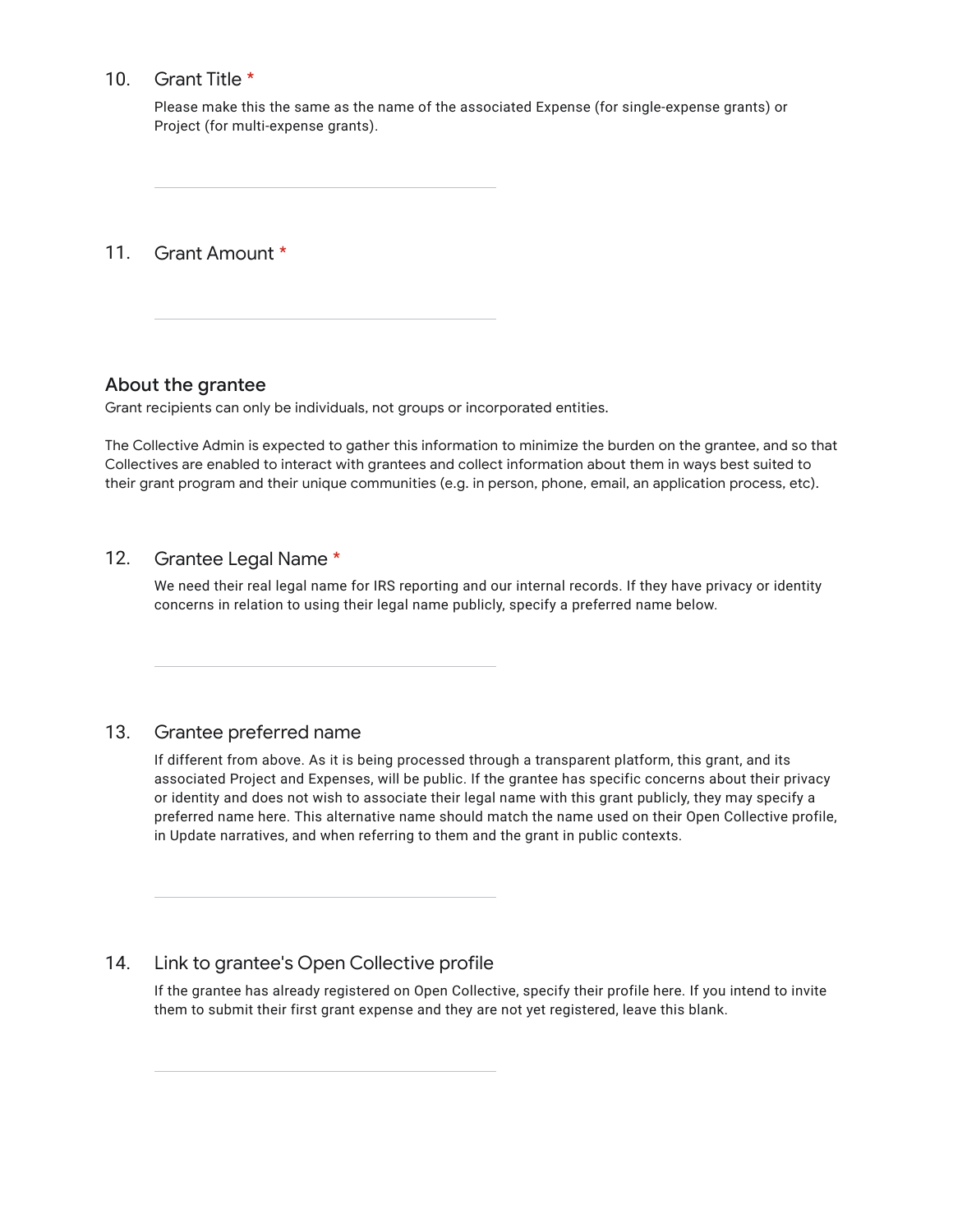10. Grant Title *

    Please make this the same as the name of the associated Expense (for single-expense grants) or Project (for multi-expense grants).

    ______________________________

11. Grant Amount *

    ______________________________

## About the grantee

Grant recipients can only be individuals, not groups or incorporated entities.

The Collective Admin is expected to gather this information to minimize the burden on the grantee, and so that Collectives are enabled to interact with grantees and collect information about them in ways best suited to their grant program and their unique communities (e.g. in person, phone, email, an application process, etc).

12. Grantee Legal Name *

    We need their real legal name for IRS reporting and our internal records. If they have privacy or identity concerns in relation to using their legal name publicly, specify a preferred name below.

    ______________________________

13. Grantee preferred name

    If different from above. As it is being processed through a transparent platform, this grant, and its associated Project and Expenses, will be public. If the grantee has specific concerns about their privacy or identity and does not wish to associate their legal name with this grant publicly, they may specify a preferred name here. This alternative name should match the name used on their Open Collective profile, in Update narratives, and when referring to them and the grant in public contexts.

    ______________________________

14. Link to grantee's Open Collective profile

    If the grantee has already registered on Open Collective, specify their profile here. If you intend to invite them to submit their first grant expense and they are not yet registered, leave this blank.

    ______________________________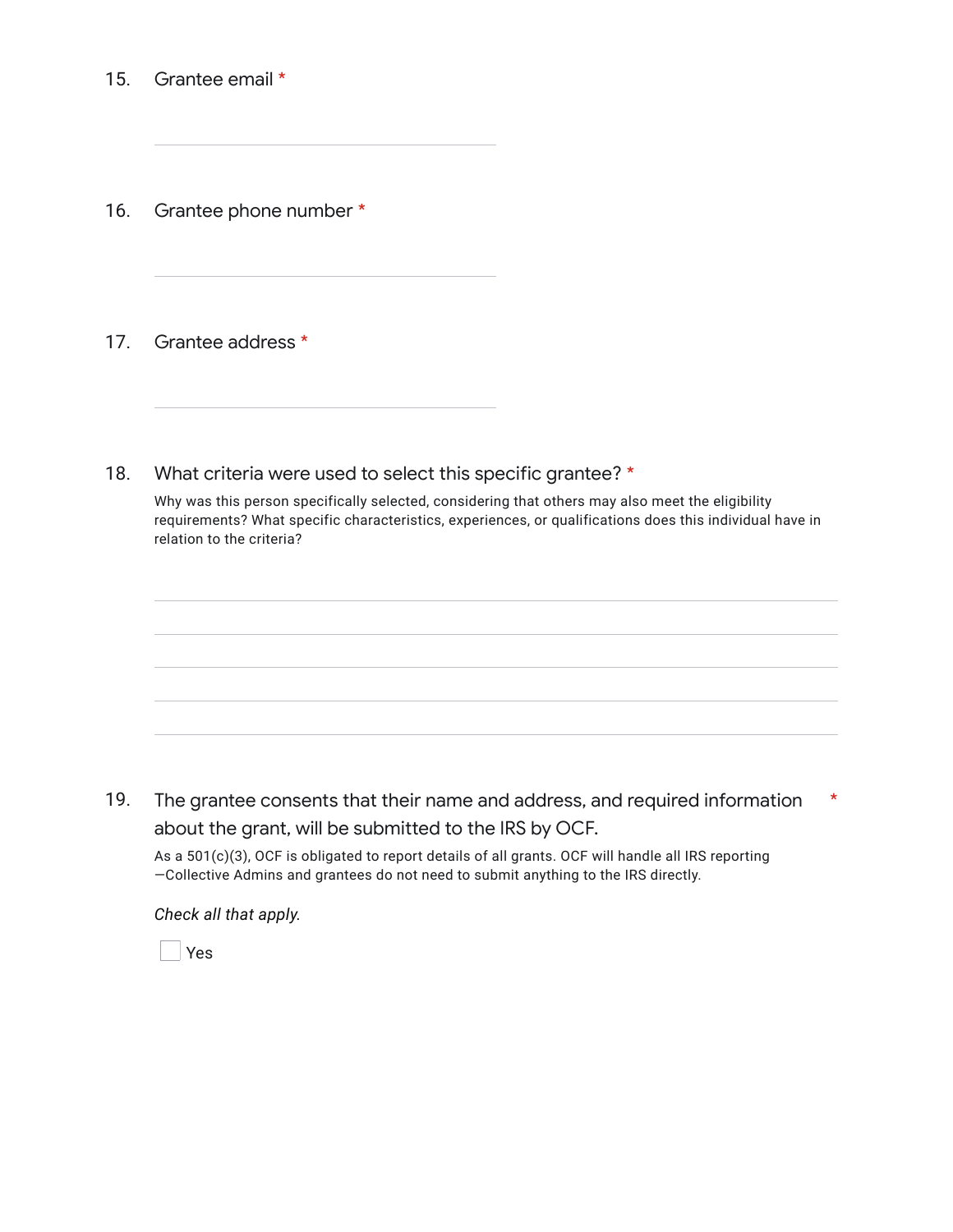15. Grantee email *

16. Grantee phone number *

17. Grantee address *

18. What criteria were used to select this specific grantee? *

   Why was this person specifically selected, considering that others may also meet the eligibility requirements? What specific characteristics, experiences, or qualifications does this individual have in relation to the criteria?

19. The grantee consents that their name and address, and required information about the grant, will be submitted to the IRS by OCF. *

   As a 501(c)(3), OCF is obligated to report details of all grants. OCF will handle all IRS reporting —Collective Admins and grantees do not need to submit anything to the IRS directly.

   *Check all that apply.*

   - [ ] Yes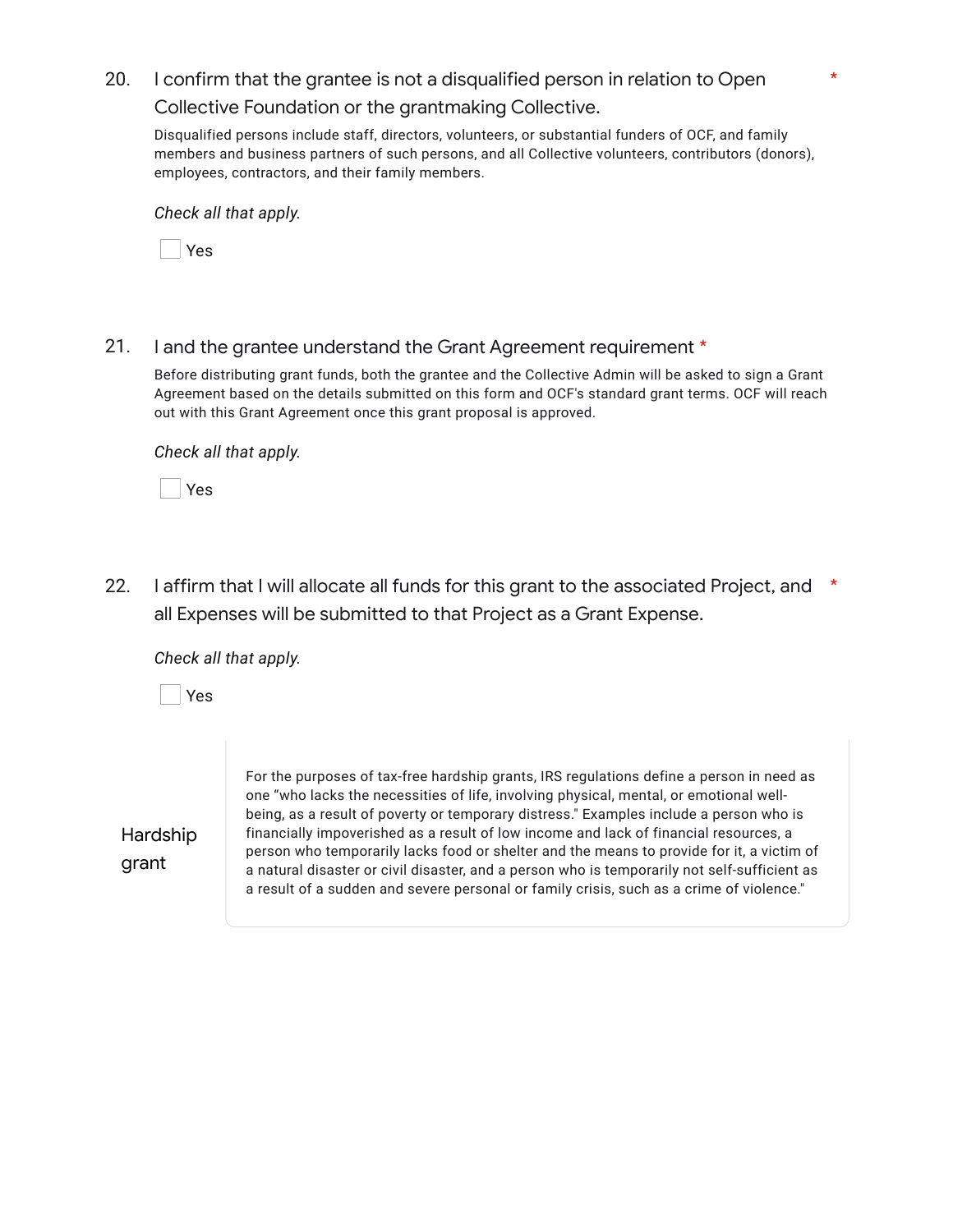20. I confirm that the grantee is not a disqualified person in relation to Open Collective Foundation or the grantmaking Collective. *

    Disqualified persons include staff, directors, volunteers, or substantial funders of OCF, and family members and business partners of such persons, and all Collective volunteers, contributors (donors), employees, contractors, and their family members.

    *Check all that apply.*

    - [ ] Yes

21. I and the grantee understand the Grant Agreement requirement *

    Before distributing grant funds, both the grantee and the Collective Admin will be asked to sign a Grant Agreement based on the details submitted on this form and OCF's standard grant terms. OCF will reach out with this Grant Agreement once this grant proposal is approved.

    *Check all that apply.*

    - [ ] Yes

22. I affirm that I will allocate all funds for this grant to the associated Project, and all Expenses will be submitted to that Project as a Grant Expense. *

    *Check all that apply.*

    - [ ] Yes

## Hardship grant

For the purposes of tax-free hardship grants, IRS regulations define a person in need as one "who lacks the necessities of life, involving physical, mental, or emotional well-being, as a result of poverty or temporary distress." Examples include a person who is financially impoverished as a result of low income and lack of financial resources, a person who temporarily lacks food or shelter and the means to provide for it, a victim of a natural disaster or civil disaster, and a person who is temporarily not self-sufficient as a result of a sudden and severe personal or family crisis, such as a crime of violence."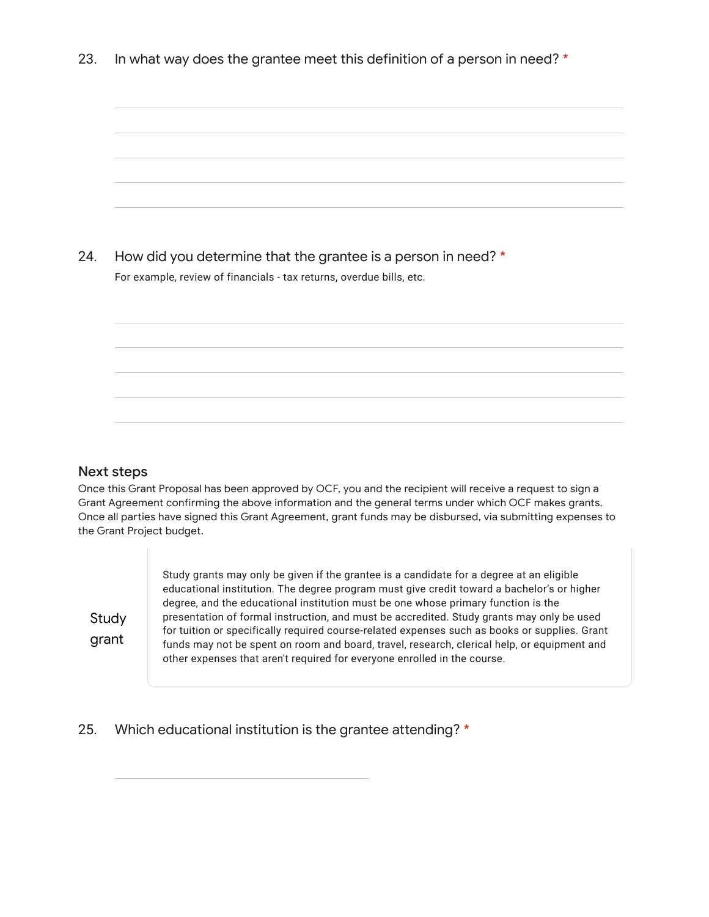23. In what way does the grantee meet this definition of a person in need? *

24. How did you determine that the grantee is a person in need? *

For example, review of financials - tax returns, overdue bills, etc.

## Next steps

Once this Grant Proposal has been approved by OCF, you and the recipient will receive a request to sign a Grant Agreement confirming the above information and the general terms under which OCF makes grants. Once all parties have signed this Grant Agreement, grant funds may be disbursed, via submitting expenses to the Grant Project budget.

### Study grant

Study grants may only be given if the grantee is a candidate for a degree at an eligible educational institution. The degree program must give credit toward a bachelor's or higher degree, and the educational institution must be one whose primary function is the presentation of formal instruction, and must be accredited. Study grants may only be used for tuition or specifically required course-related expenses such as books or supplies. Grant funds may not be spent on room and board, travel, research, clerical help, or equipment and other expenses that aren't required for everyone enrolled in the course.

25. Which educational institution is the grantee attending? *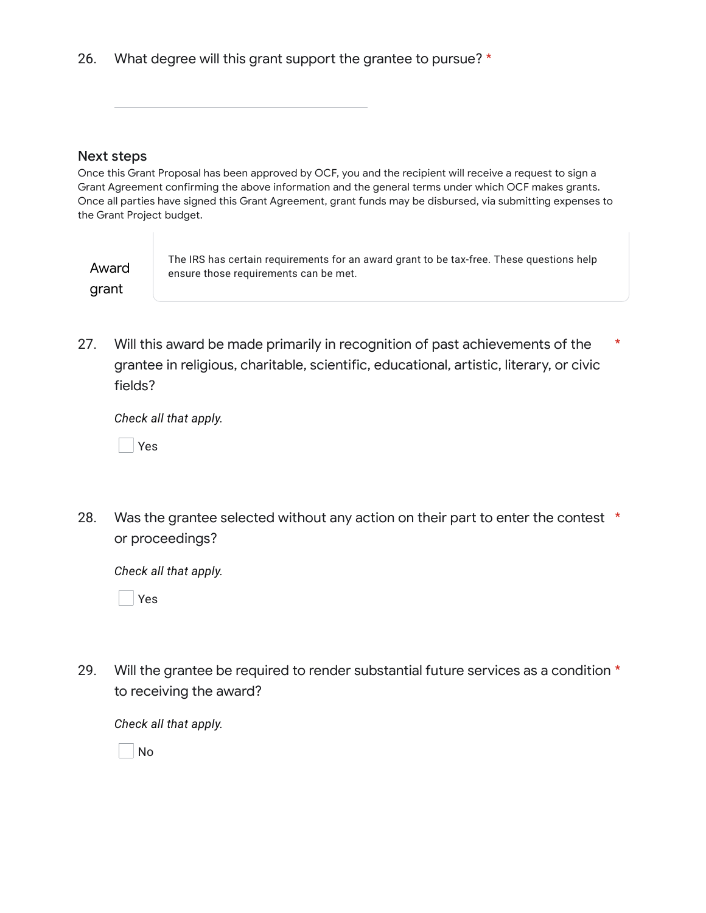26. What degree will this grant support the grantee to pursue? *

______________________________

## Next steps

Once this Grant Proposal has been approved by OCF, you and the recipient will receive a request to sign a Grant Agreement confirming the above information and the general terms under which OCF makes grants. Once all parties have signed this Grant Agreement, grant funds may be disbursed, via submitting expenses to the Grant Project budget.

## Award grant

The IRS has certain requirements for an award grant to be tax-free. These questions help ensure those requirements can be met.

27. Will this award be made primarily in recognition of past achievements of the grantee in religious, charitable, scientific, educational, artistic, literary, or civic fields? *

*Check all that apply.*

- [ ] Yes

28. Was the grantee selected without any action on their part to enter the contest or proceedings? *

*Check all that apply.*

- [ ] Yes

29. Will the grantee be required to render substantial future services as a condition to receiving the award? *

*Check all that apply.*

- [ ] No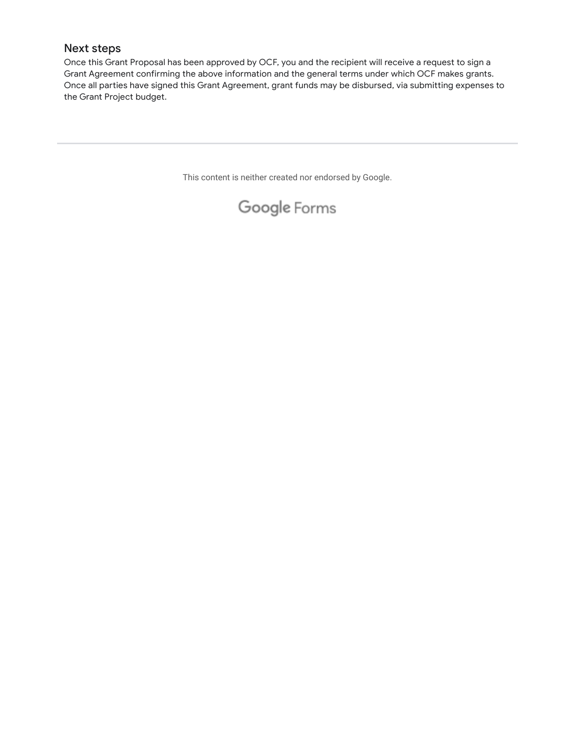## Next steps

Once this Grant Proposal has been approved by OCF, you and the recipient will receive a request to sign a Grant Agreement confirming the above information and the general terms under which OCF makes grants. Once all parties have signed this Grant Agreement, grant funds may be disbursed, via submitting expenses to the Grant Project budget.

---

This content is neither created nor endorsed by Google.

Google Forms